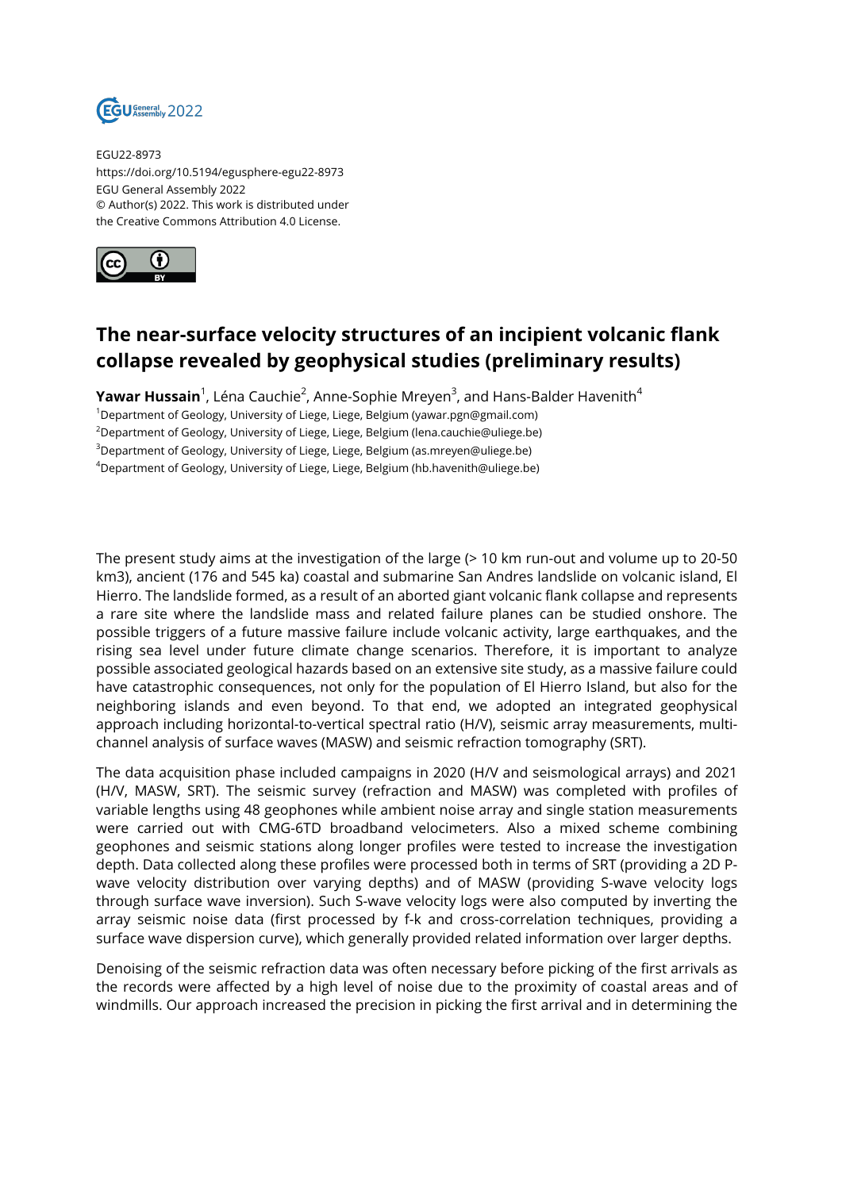EGU22-8973
https://doi.org/10.5194/egusphere-egu22-8973
EGU General Assembly 2022
© Author(s) 2022. This work is distributed under the Creative Commons Attribution 4.0 License.

# The near-surface velocity structures of an incipient volcanic flank collapse revealed by geophysical studies (preliminary results)

**Yawar Hussain**[1], Léna Cauchie[2], Anne-Sophie Mreyen[3], and Hans-Balder Havenith[4]

[1]Department of Geology, University of Liege, Liege, Belgium (yawar.pgn@gmail.com)
[2]Department of Geology, University of Liege, Liege, Belgium (lena.cauchie@uliege.be)
[3]Department of Geology, University of Liege, Liege, Belgium (as.mreyen@uliege.be)
[4]Department of Geology, University of Liege, Liege, Belgium (hb.havenith@uliege.be)

The present study aims at the investigation of the large (> 10 km run-out and volume up to 20-50 km3), ancient (176 and 545 ka) coastal and submarine San Andres landslide on volcanic island, El Hierro. The landslide formed, as a result of an aborted giant volcanic flank collapse and represents a rare site where the landslide mass and related failure planes can be studied onshore. The possible triggers of a future massive failure include volcanic activity, large earthquakes, and the rising sea level under future climate change scenarios. Therefore, it is important to analyze possible associated geological hazards based on an extensive site study, as a massive failure could have catastrophic consequences, not only for the population of El Hierro Island, but also for the neighboring islands and even beyond. To that end, we adopted an integrated geophysical approach including horizontal-to-vertical spectral ratio (H/V), seismic array measurements, multi-channel analysis of surface waves (MASW) and seismic refraction tomography (SRT).

The data acquisition phase included campaigns in 2020 (H/V and seismological arrays) and 2021 (H/V, MASW, SRT). The seismic survey (refraction and MASW) was completed with profiles of variable lengths using 48 geophones while ambient noise array and single station measurements were carried out with CMG-6TD broadband velocimeters. Also a mixed scheme combining geophones and seismic stations along longer profiles were tested to increase the investigation depth. Data collected along these profiles were processed both in terms of SRT (providing a 2D P-wave velocity distribution over varying depths) and of MASW (providing S-wave velocity logs through surface wave inversion). Such S-wave velocity logs were also computed by inverting the array seismic noise data (first processed by f-k and cross-correlation techniques, providing a surface wave dispersion curve), which generally provided related information over larger depths.

Denoising of the seismic refraction data was often necessary before picking of the first arrivals as the records were affected by a high level of noise due to the proximity of coastal areas and of windmills. Our approach increased the precision in picking the first arrival and in determining the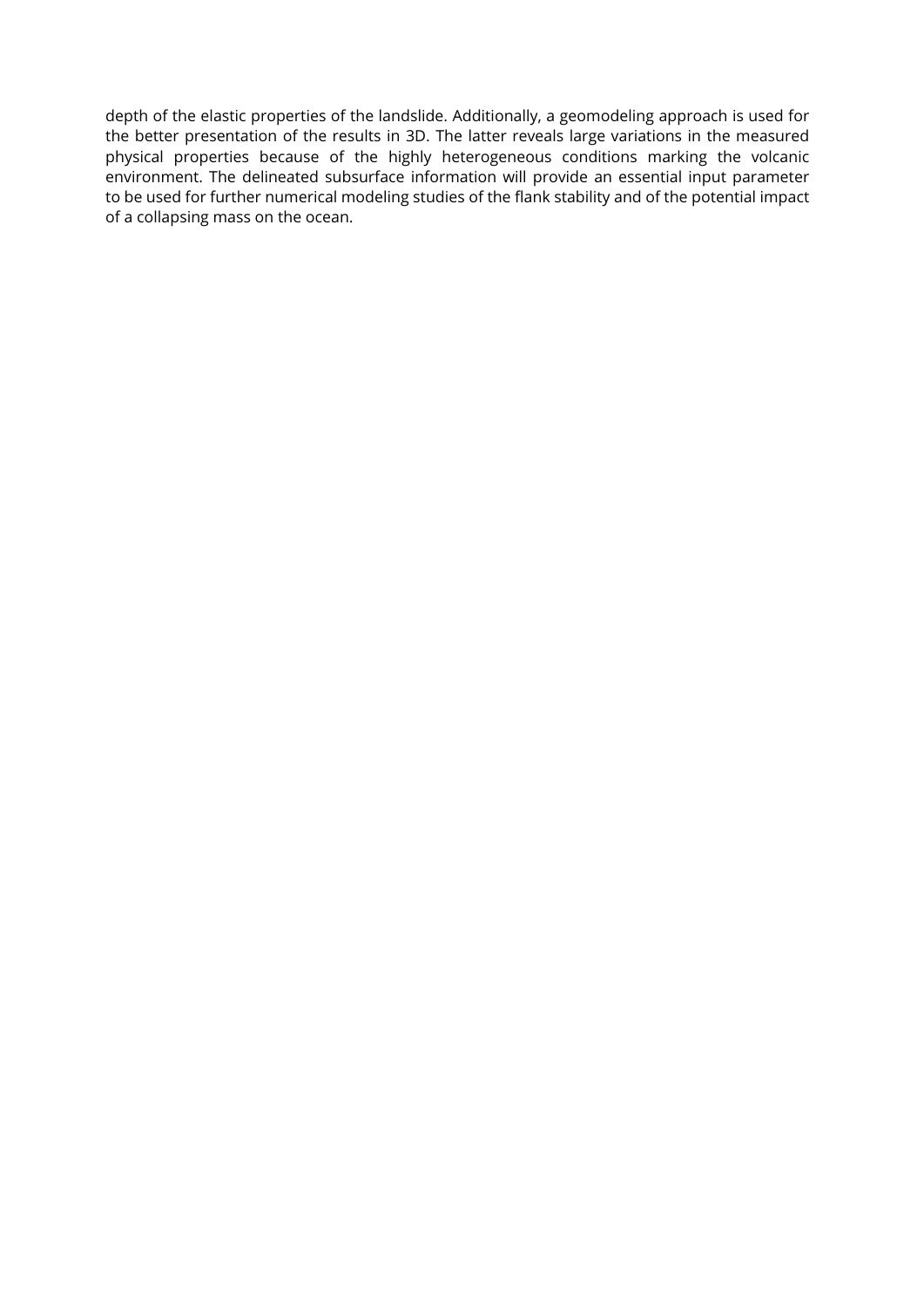depth of the elastic properties of the landslide. Additionally, a geomodeling approach is used for the better presentation of the results in 3D. The latter reveals large variations in the measured physical properties because of the highly heterogeneous conditions marking the volcanic environment. The delineated subsurface information will provide an essential input parameter to be used for further numerical modeling studies of the flank stability and of the potential impact of a collapsing mass on the ocean.